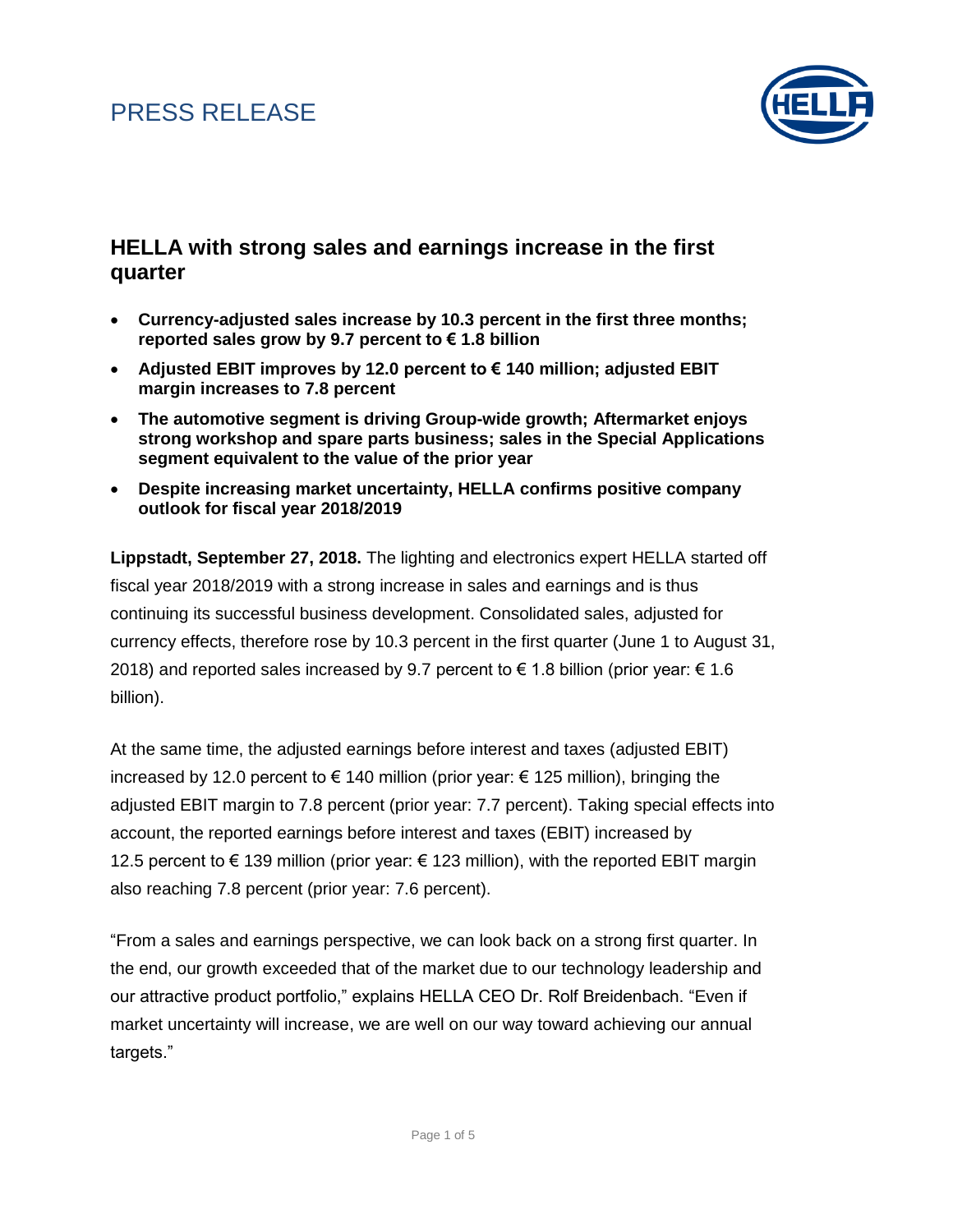# PRESS RELEASE

## HELLA with strong sales and earnings increase in the first quarter

- **Currency-adjusted sales increase by 10.3 percent in the first three months; reported sales grow by 9.7 percent to € 1.8 billion**
- **Adjusted EBIT improves by 12.0 percent to € 140 million; adjusted EBIT margin increases to 7.8 percent**
- **The automotive segment is driving Group-wide growth; Aftermarket enjoys strong workshop and spare parts business; sales in the Special Applications segment equivalent to the value of the prior year**
- **Despite increasing market uncertainty, HELLA confirms positive company outlook for fiscal year 2018/2019**

**Lippstadt, September 27, 2018.** The lighting and electronics expert HELLA started off fiscal year 2018/2019 with a strong increase in sales and earnings and is thus continuing its successful business development. Consolidated sales, adjusted for currency effects, therefore rose by 10.3 percent in the first quarter (June 1 to August 31, 2018) and reported sales increased by 9.7 percent to € 1.8 billion (prior year: € 1.6 billion).

At the same time, the adjusted earnings before interest and taxes (adjusted EBIT) increased by 12.0 percent to € 140 million (prior year: € 125 million), bringing the adjusted EBIT margin to 7.8 percent (prior year: 7.7 percent). Taking special effects into account, the reported earnings before interest and taxes (EBIT) increased by 12.5 percent to € 139 million (prior year: € 123 million), with the reported EBIT margin also reaching 7.8 percent (prior year: 7.6 percent).

"From a sales and earnings perspective, we can look back on a strong first quarter. In the end, our growth exceeded that of the market due to our technology leadership and our attractive product portfolio," explains HELLA CEO Dr. Rolf Breidenbach. "Even if market uncertainty will increase, we are well on our way toward achieving our annual targets."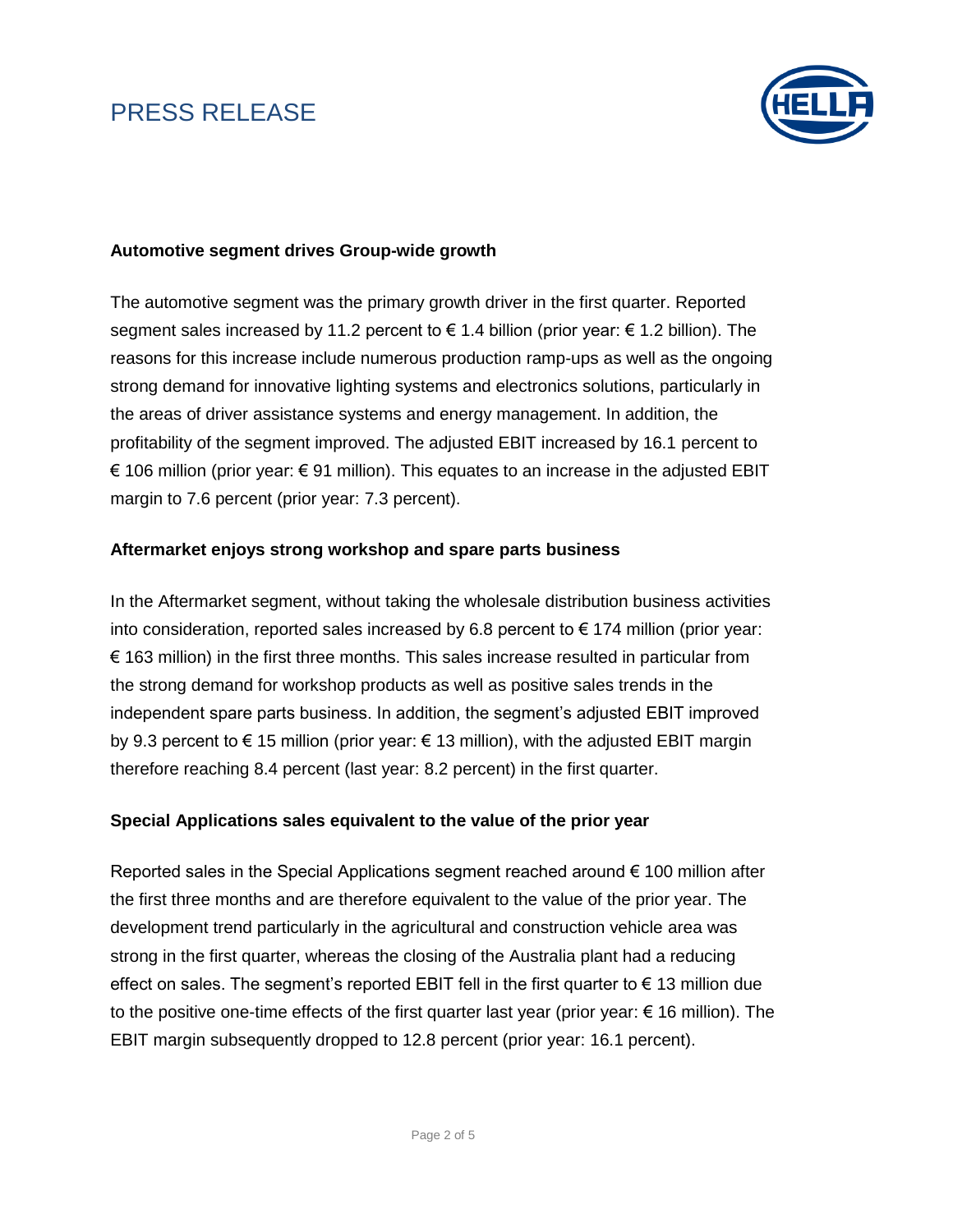**Automotive segment drives Group-wide growth**

The automotive segment was the primary growth driver in the first quarter. Reported segment sales increased by 11.2 percent to € 1.4 billion (prior year: € 1.2 billion). The reasons for this increase include numerous production ramp-ups as well as the ongoing strong demand for innovative lighting systems and electronics solutions, particularly in the areas of driver assistance systems and energy management. In addition, the profitability of the segment improved. The adjusted EBIT increased by 16.1 percent to € 106 million (prior year: € 91 million). This equates to an increase in the adjusted EBIT margin to 7.6 percent (prior year: 7.3 percent).

**Aftermarket enjoys strong workshop and spare parts business**

In the Aftermarket segment, without taking the wholesale distribution business activities into consideration, reported sales increased by 6.8 percent to € 174 million (prior year: € 163 million) in the first three months. This sales increase resulted in particular from the strong demand for workshop products as well as positive sales trends in the independent spare parts business. In addition, the segment's adjusted EBIT improved by 9.3 percent to € 15 million (prior year: € 13 million), with the adjusted EBIT margin therefore reaching 8.4 percent (last year: 8.2 percent) in the first quarter.

**Special Applications sales equivalent to the value of the prior year**

Reported sales in the Special Applications segment reached around € 100 million after the first three months and are therefore equivalent to the value of the prior year. The development trend particularly in the agricultural and construction vehicle area was strong in the first quarter, whereas the closing of the Australia plant had a reducing effect on sales. The segment's reported EBIT fell in the first quarter to € 13 million due to the positive one-time effects of the first quarter last year (prior year: € 16 million). The EBIT margin subsequently dropped to 12.8 percent (prior year: 16.1 percent).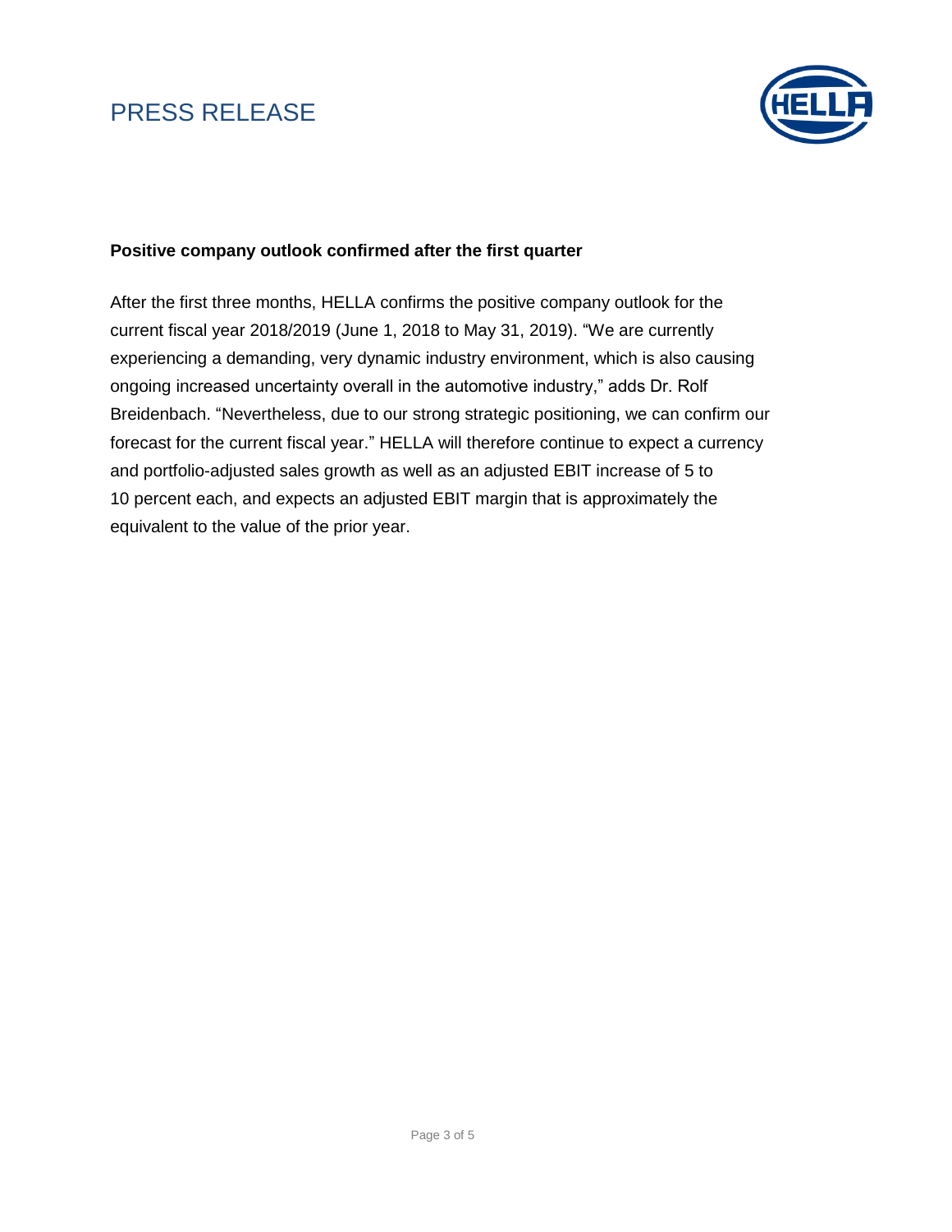**Positive company outlook confirmed after the first quarter**

After the first three months, HELLA confirms the positive company outlook for the current fiscal year 2018/2019 (June 1, 2018 to May 31, 2019). "We are currently experiencing a demanding, very dynamic industry environment, which is also causing ongoing increased uncertainty overall in the automotive industry," adds Dr. Rolf Breidenbach. "Nevertheless, due to our strong strategic positioning, we can confirm our forecast for the current fiscal year." HELLA will therefore continue to expect a currency and portfolio-adjusted sales growth as well as an adjusted EBIT increase of 5 to 10 percent each, and expects an adjusted EBIT margin that is approximately the equivalent to the value of the prior year.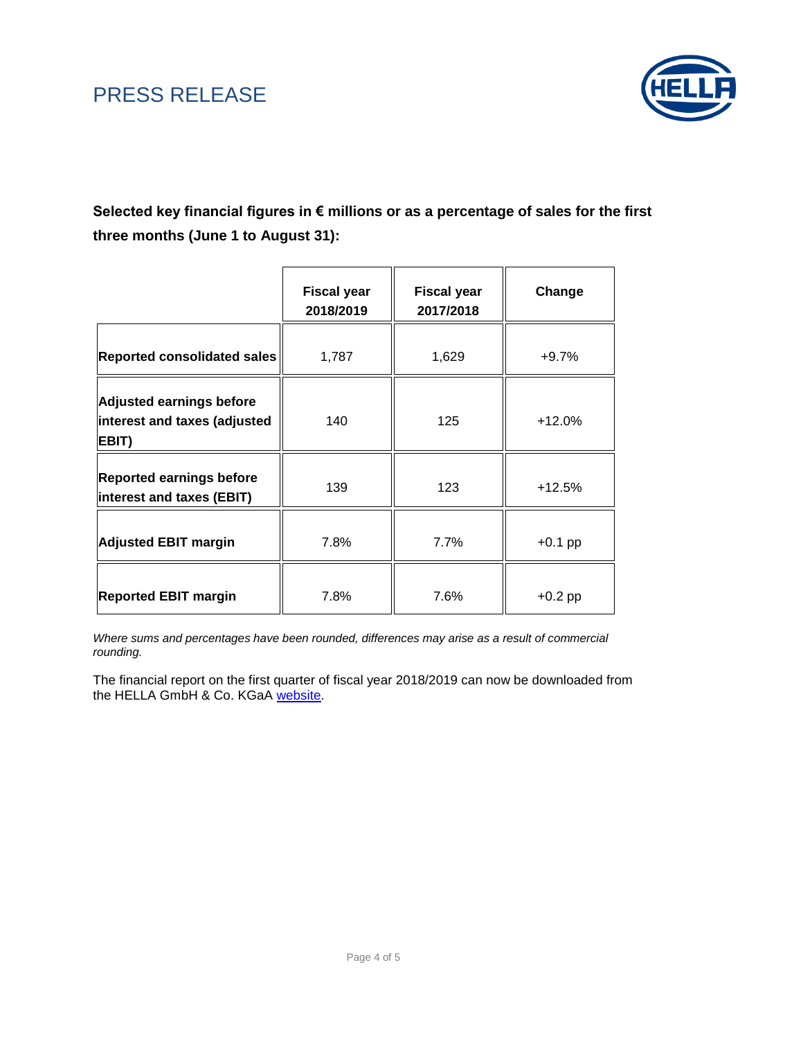**Selected key financial figures in € millions or as a percentage of sales for the first three months (June 1 to August 31):**

| | Fiscal year 2018/2019 | Fiscal year 2017/2018 | Change |
|---|---|---|---|
| **Reported consolidated sales** | 1,787 | 1,629 | +9.7% |
| **Adjusted earnings before interest and taxes (adjusted EBIT)** | 140 | 125 | +12.0% |
| **Reported earnings before interest and taxes (EBIT)** | 139 | 123 | +12.5% |
| **Adjusted EBIT margin** | 7.8% | 7.7% | +0.1 pp |
| **Reported EBIT margin** | 7.8% | 7.6% | +0.2 pp |

*Where sums and percentages have been rounded, differences may arise as a result of commercial rounding.*

The financial report on the first quarter of fiscal year 2018/2019 can now be downloaded from the HELLA GmbH & Co. KGaA website.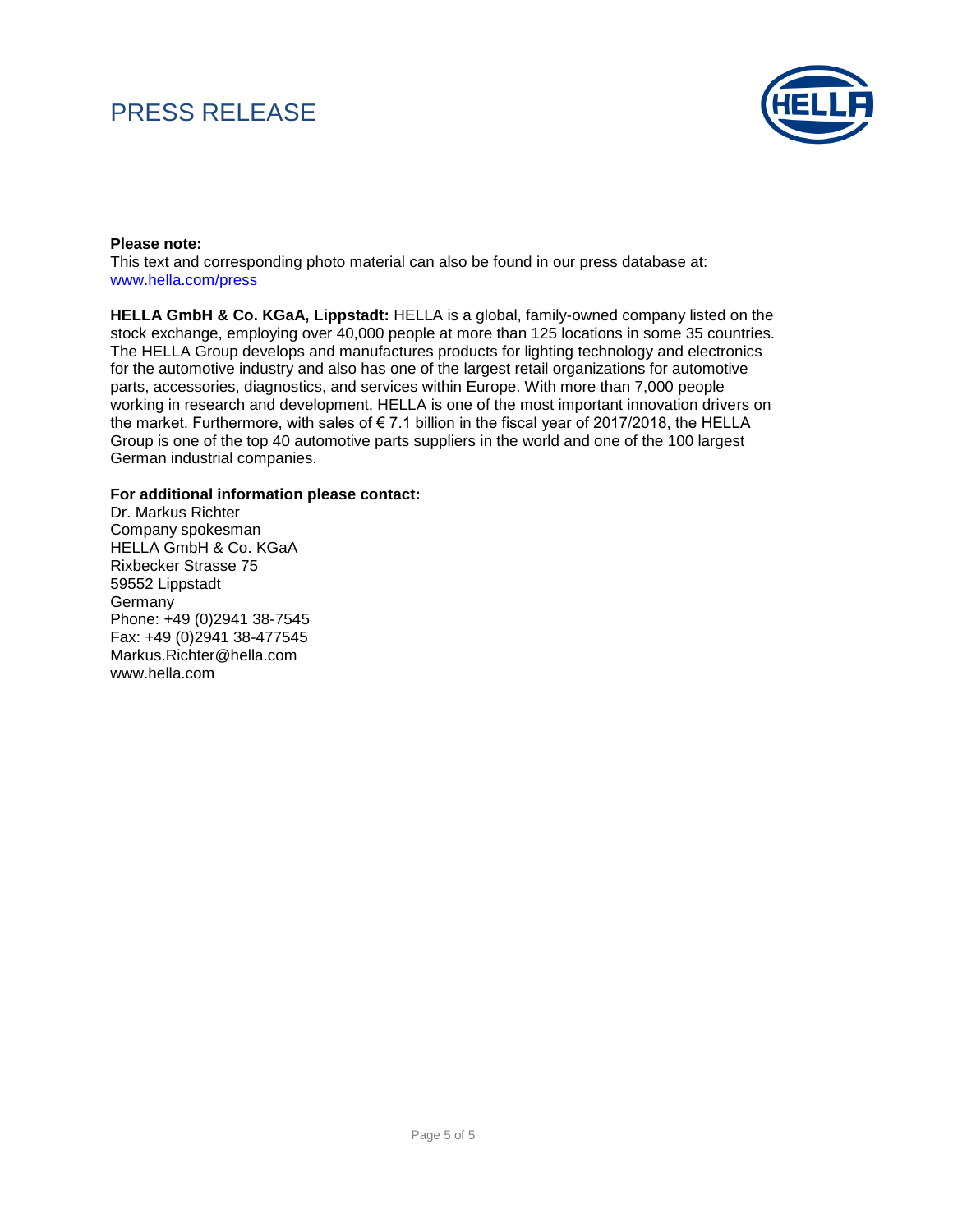**Please note:**
This text and corresponding photo material can also be found in our press database at:
[www.hella.com/press](http://www.hella.com/press)

**HELLA GmbH & Co. KGaA, Lippstadt:** HELLA is a global, family-owned company listed on the stock exchange, employing over 40,000 people at more than 125 locations in some 35 countries. The HELLA Group develops and manufactures products for lighting technology and electronics for the automotive industry and also has one of the largest retail organizations for automotive parts, accessories, diagnostics, and services within Europe. With more than 7,000 people working in research and development, HELLA is one of the most important innovation drivers on the market. Furthermore, with sales of € 7.1 billion in the fiscal year of 2017/2018, the HELLA Group is one of the top 40 automotive parts suppliers in the world and one of the 100 largest German industrial companies.

**For additional information please contact:**
Dr. Markus Richter
Company spokesman
HELLA GmbH & Co. KGaA
Rixbecker Strasse 75
59552 Lippstadt
Germany
Phone: +49 (0)2941 38-7545
Fax: +49 (0)2941 38-477545
Markus.Richter@hella.com
www.hella.com